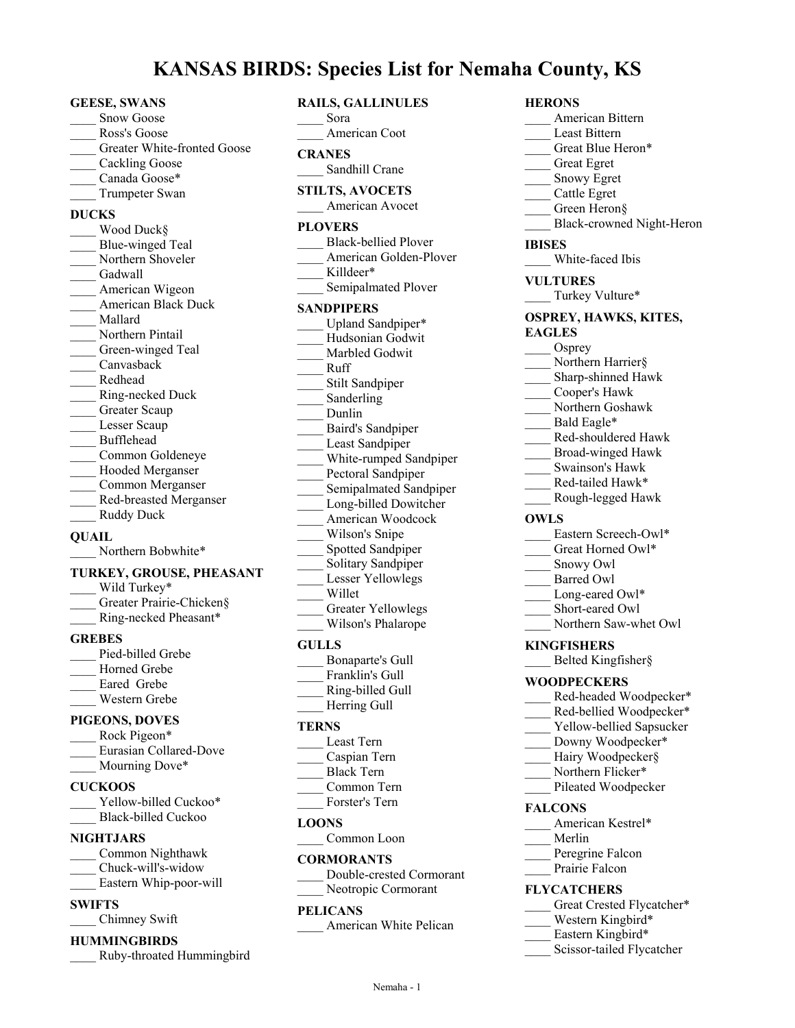# KANSAS BIRDS: Species List for Nemaha County, KS

## GEESE, SWANS
- ____ Snow Goose
- ____ Ross's Goose
- ____ Greater White-fronted Goose
- ____ Cackling Goose
- ____ Canada Goose*
- ____ Trumpeter Swan

## DUCKS
- ____ Wood Duck§
- ____ Blue-winged Teal
- ____ Northern Shoveler
- ____ Gadwall
- ____ American Wigeon
- ____ American Black Duck
- ____ Mallard
- ____ Northern Pintail
- ____ Green-winged Teal
- ____ Canvasback
- ____ Redhead
- ____ Ring-necked Duck
- ____ Greater Scaup
- ____ Lesser Scaup
- ____ Bufflehead
- ____ Common Goldeneye
- ____ Hooded Merganser
- ____ Common Merganser
- ____ Red-breasted Merganser
- ____ Ruddy Duck

## QUAIL
- ____ Northern Bobwhite*

## TURKEY, GROUSE, PHEASANT
- ____ Wild Turkey*
- ____ Greater Prairie-Chicken§
- ____ Ring-necked Pheasant*

## GREBES
- ____ Pied-billed Grebe
- ____ Horned Grebe
- ____ Eared Grebe
- ____ Western Grebe

## PIGEONS, DOVES
- ____ Rock Pigeon*
- ____ Eurasian Collared-Dove
- ____ Mourning Dove*

## CUCKOOS
- ____ Yellow-billed Cuckoo*
- ____ Black-billed Cuckoo

## NIGHTJARS
- ____ Common Nighthawk
- ____ Chuck-will's-widow
- ____ Eastern Whip-poor-will

## SWIFTS
- ____ Chimney Swift

## HUMMINGBIRDS
- ____ Ruby-throated Hummingbird

## RAILS, GALLINULES
- ____ Sora
- ____ American Coot

## CRANES
- ____ Sandhill Crane

## STILTS, AVOCETS
- ____ American Avocet

## PLOVERS
- ____ Black-bellied Plover
- ____ American Golden-Plover
- ____ Killdeer*
- ____ Semipalmated Plover

## SANDPIPERS
- ____ Upland Sandpiper*
- ____ Hudsonian Godwit
- ____ Marbled Godwit
- ____ Ruff
- ____ Stilt Sandpiper
- ____ Sanderling
- ____ Dunlin
- ____ Baird's Sandpiper
- ____ Least Sandpiper
- ____ White-rumped Sandpiper
- ____ Pectoral Sandpiper
- ____ Semipalmated Sandpiper
- ____ Long-billed Dowitcher
- ____ American Woodcock
- ____ Wilson's Snipe
- ____ Spotted Sandpiper
- ____ Solitary Sandpiper
- ____ Lesser Yellowlegs
- ____ Willet
- ____ Greater Yellowlegs
- ____ Wilson's Phalarope

## GULLS
- ____ Bonaparte's Gull
- ____ Franklin's Gull
- ____ Ring-billed Gull
- ____ Herring Gull

## TERNS
- ____ Least Tern
- ____ Caspian Tern
- ____ Black Tern
- ____ Common Tern
- ____ Forster's Tern

## LOONS
- ____ Common Loon

## CORMORANTS
- ____ Double-crested Cormorant
- ____ Neotropic Cormorant

## PELICANS
- ____ American White Pelican

## HERONS
- ____ American Bittern
- ____ Least Bittern
- ____ Great Blue Heron*
- ____ Great Egret
- ____ Snowy Egret
- ____ Cattle Egret
- ____ Green Heron§
- ____ Black-crowned Night-Heron

## IBISES
- ____ White-faced Ibis

## VULTURES
- ____ Turkey Vulture*

## OSPREY, HAWKS, KITES, EAGLES
- ____ Osprey
- ____ Northern Harrier§
- ____ Sharp-shinned Hawk
- ____ Cooper's Hawk
- ____ Northern Goshawk
- ____ Bald Eagle*
- ____ Red-shouldered Hawk
- ____ Broad-winged Hawk
- ____ Swainson's Hawk
- ____ Red-tailed Hawk*
- ____ Rough-legged Hawk

## OWLS
- ____ Eastern Screech-Owl*
- ____ Great Horned Owl*
- ____ Snowy Owl
- ____ Barred Owl
- ____ Long-eared Owl*
- ____ Short-eared Owl
- ____ Northern Saw-whet Owl

## KINGFISHERS
- ____ Belted Kingfisher§

## WOODPECKERS
- ____ Red-headed Woodpecker*
- ____ Red-bellied Woodpecker*
- ____ Yellow-bellied Sapsucker
- ____ Downy Woodpecker*
- ____ Hairy Woodpecker§
- ____ Northern Flicker*
- ____ Pileated Woodpecker

## FALCONS
- ____ American Kestrel*
- ____ Merlin
- ____ Peregrine Falcon
- ____ Prairie Falcon

## FLYCATCHERS
- ____ Great Crested Flycatcher*
- ____ Western Kingbird*
- ____ Eastern Kingbird*
- ____ Scissor-tailed Flycatcher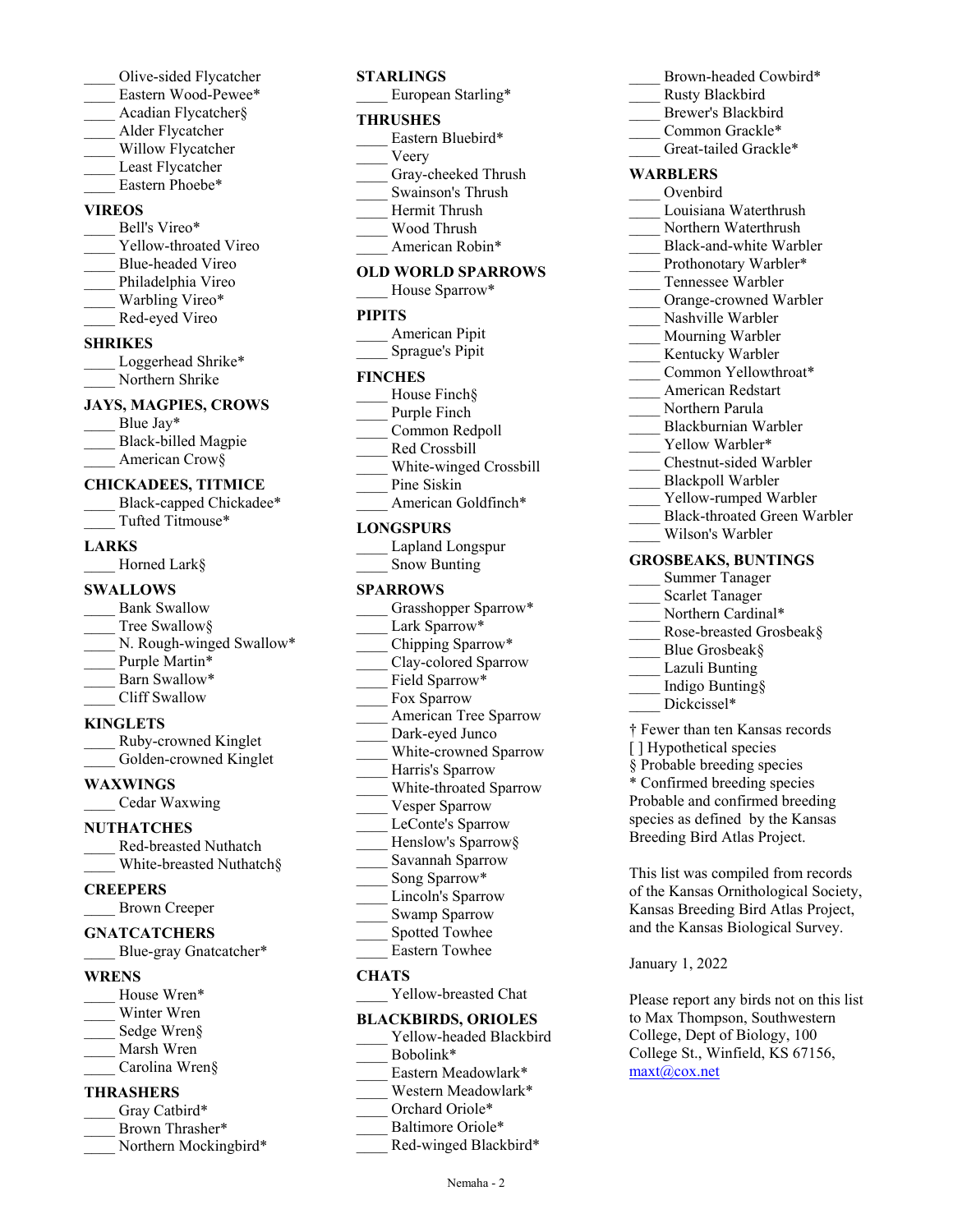____ Olive-sided Flycatcher
____ Eastern Wood-Pewee*
____ Acadian Flycatcher§
____ Alder Flycatcher
____ Willow Flycatcher
____ Least Flycatcher
____ Eastern Phoebe*

**VIREOS**

____ Bell's Vireo*
____ Yellow-throated Vireo
____ Blue-headed Vireo
____ Philadelphia Vireo
____ Warbling Vireo*
____ Red-eyed Vireo

**SHRIKES**

____ Loggerhead Shrike*
____ Northern Shrike

**JAYS, MAGPIES, CROWS**

____ Blue Jay*
____ Black-billed Magpie
____ American Crow§

**CHICKADEES, TITMICE**

____ Black-capped Chickadee*
____ Tufted Titmouse*

**LARKS**

____ Horned Lark§

**SWALLOWS**

____ Bank Swallow
____ Tree Swallow§
____ N. Rough-winged Swallow*
____ Purple Martin*
____ Barn Swallow*
____ Cliff Swallow

**KINGLETS**

____ Ruby-crowned Kinglet
____ Golden-crowned Kinglet

**WAXWINGS**

____ Cedar Waxwing

**NUTHATCHES**

____ Red-breasted Nuthatch
____ White-breasted Nuthatch§

**CREEPERS**

____ Brown Creeper

**GNATCATCHERS**

____ Blue-gray Gnatcatcher*

**WRENS**

____ House Wren*
____ Winter Wren
____ Sedge Wren§
____ Marsh Wren
____ Carolina Wren§

**THRASHERS**

____ Gray Catbird*
____ Brown Thrasher*
____ Northern Mockingbird*

**STARLINGS**

____ European Starling*

**THRUSHES**

____ Eastern Bluebird*
____ Veery
____ Gray-cheeked Thrush
____ Swainson's Thrush
____ Hermit Thrush
____ Wood Thrush
____ American Robin*

**OLD WORLD SPARROWS**

____ House Sparrow*

**PIPITS**

____ American Pipit
____ Sprague's Pipit

**FINCHES**

____ House Finch§
____ Purple Finch
____ Common Redpoll
____ Red Crossbill
____ White-winged Crossbill
____ Pine Siskin
____ American Goldfinch*

**LONGSPURS**

____ Lapland Longspur
____ Snow Bunting

**SPARROWS**

____ Grasshopper Sparrow*
____ Lark Sparrow*
____ Chipping Sparrow*
____ Clay-colored Sparrow
____ Field Sparrow*
____ Fox Sparrow
____ American Tree Sparrow
____ Dark-eyed Junco
____ White-crowned Sparrow
____ Harris's Sparrow
____ White-throated Sparrow
____ Vesper Sparrow
____ LeConte's Sparrow
____ Henslow's Sparrow§
____ Savannah Sparrow
____ Song Sparrow*
____ Lincoln's Sparrow
____ Swamp Sparrow
____ Spotted Towhee
____ Eastern Towhee

**CHATS**

____ Yellow-breasted Chat

**BLACKBIRDS, ORIOLES**

____ Yellow-headed Blackbird
____ Bobolink*
____ Eastern Meadowlark*
____ Western Meadowlark*
____ Orchard Oriole*
____ Baltimore Oriole*
____ Red-winged Blackbird*
____ Brown-headed Cowbird*
____ Rusty Blackbird
____ Brewer's Blackbird
____ Common Grackle*
____ Great-tailed Grackle*

**WARBLERS**

____ Ovenbird
____ Louisiana Waterthrush
____ Northern Waterthrush
____ Black-and-white Warbler
____ Prothonotary Warbler*
____ Tennessee Warbler
____ Orange-crowned Warbler
____ Nashville Warbler
____ Mourning Warbler
____ Kentucky Warbler
____ Common Yellowthroat*
____ American Redstart
____ Northern Parula
____ Blackburnian Warbler
____ Yellow Warbler*
____ Chestnut-sided Warbler
____ Blackpoll Warbler
____ Yellow-rumped Warbler
____ Black-throated Green Warbler
____ Wilson's Warbler

**GROSBEAKS, BUNTINGS**

____ Summer Tanager
____ Scarlet Tanager
____ Northern Cardinal*
____ Rose-breasted Grosbeak§
____ Blue Grosbeak§
____ Lazuli Bunting
____ Indigo Bunting§
____ Dickcissel*

† Fewer than ten Kansas records
[ ] Hypothetical species
§ Probable breeding species
* Confirmed breeding species
Probable and confirmed breeding species as defined by the Kansas Breeding Bird Atlas Project.

This list was compiled from records of the Kansas Ornithological Society, Kansas Breeding Bird Atlas Project, and the Kansas Biological Survey.

January 1, 2022

Please report any birds not on this list to Max Thompson, Southwestern College, Dept of Biology, 100 College St., Winfield, KS 67156, maxt@cox.net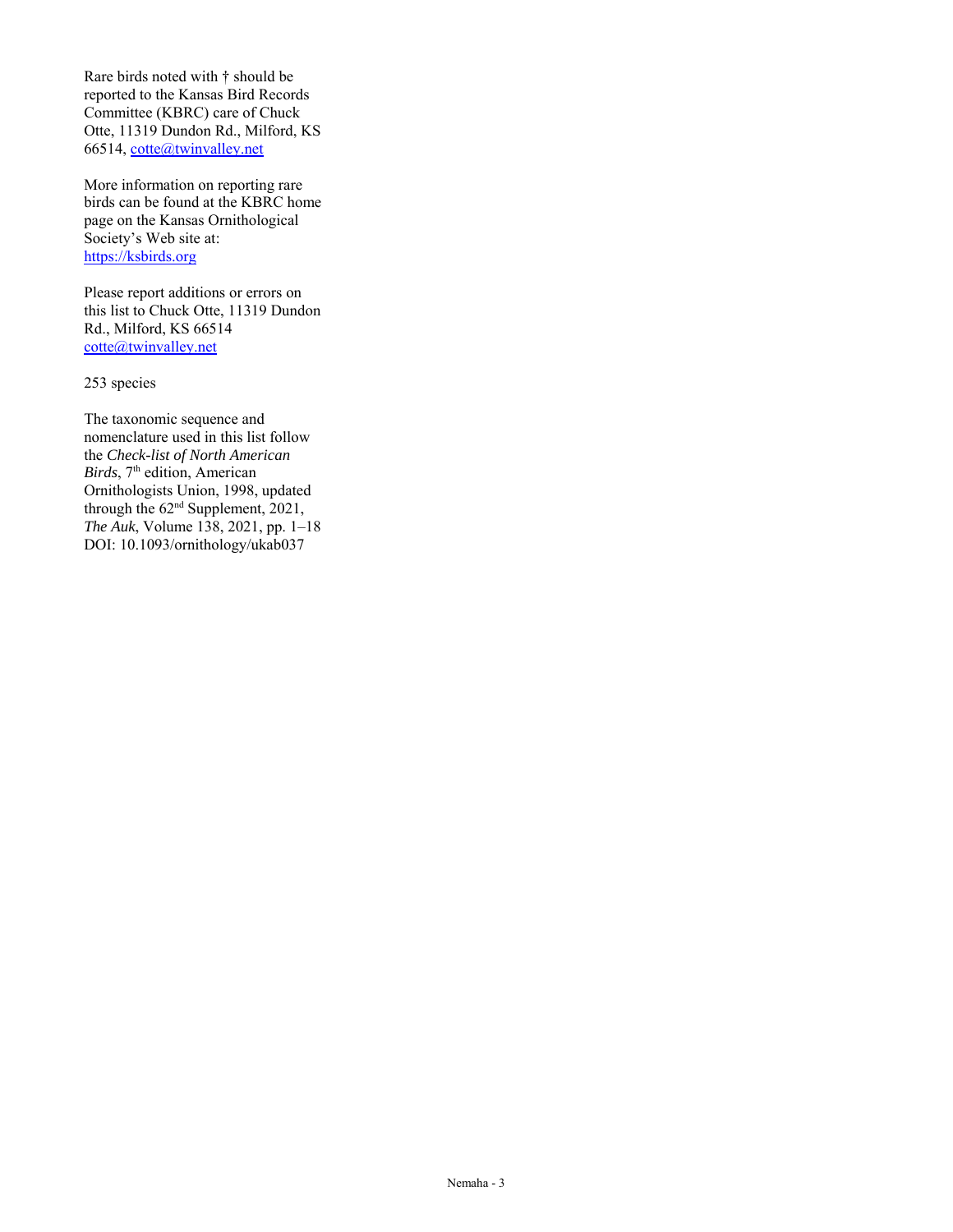Rare birds noted with † should be reported to the Kansas Bird Records Committee (KBRC) care of Chuck Otte, 11319 Dundon Rd., Milford, KS 66514, cotte@twinvalley.net

More information on reporting rare birds can be found at the KBRC home page on the Kansas Ornithological Society's Web site at: https://ksbirds.org

Please report additions or errors on this list to Chuck Otte, 11319 Dundon Rd., Milford, KS 66514 cotte@twinvalley.net

253 species

The taxonomic sequence and nomenclature used in this list follow the *Check-list of North American Birds*, 7th edition, American Ornithologists Union, 1998, updated through the 62nd Supplement, 2021, *The Auk*, Volume 138, 2021, pp. 1–18 DOI: 10.1093/ornithology/ukab037